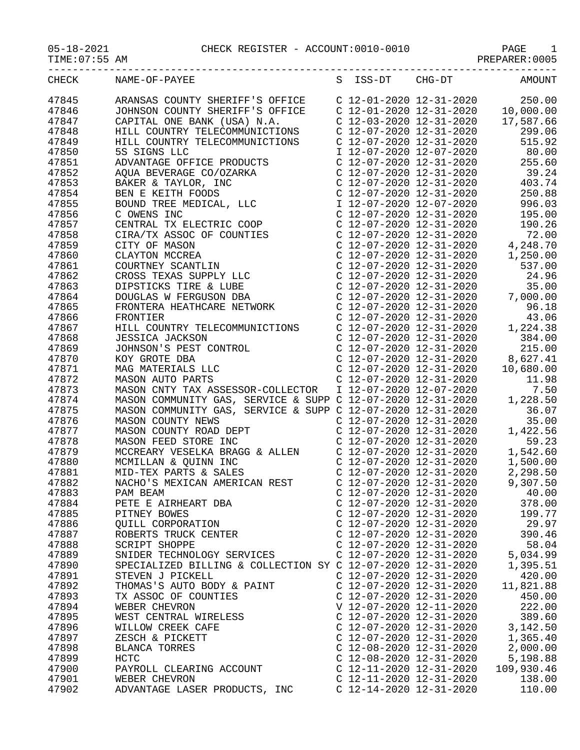05-18-2021 CHECK REGISTER - ACCOUNT:0010-0010 PAGE 1
TIME:07:55 AM PREPARER:0005

| CHECK | NAME-OF-PAYEE | S | ISS-DT | CHG-DT | AMOUNT |
|---|---|---|---|---|---|
| 47845 | ARANSAS COUNTY SHERIFF'S OFFICE | C | 12-01-2020 | 12-31-2020 | 250.00 |
| 47846 | JOHNSON COUNTY SHERIFF'S OFFICE | C | 12-01-2020 | 12-31-2020 | 10,000.00 |
| 47847 | CAPITAL ONE BANK (USA) N.A. | C | 12-03-2020 | 12-31-2020 | 17,587.66 |
| 47848 | HILL COUNTRY TELECOMMUNICTIONS | C | 12-07-2020 | 12-31-2020 | 299.06 |
| 47849 | HILL COUNTRY TELECOMMUNICTIONS | C | 12-07-2020 | 12-31-2020 | 515.92 |
| 47850 | 5S SIGNS LLC | I | 12-07-2020 | 12-07-2020 | 80.00 |
| 47851 | ADVANTAGE OFFICE PRODUCTS | C | 12-07-2020 | 12-31-2020 | 255.60 |
| 47852 | AQUA BEVERAGE CO/OZARKA | C | 12-07-2020 | 12-31-2020 | 39.24 |
| 47853 | BAKER & TAYLOR, INC | C | 12-07-2020 | 12-31-2020 | 403.74 |
| 47854 | BEN E KEITH FOODS | C | 12-07-2020 | 12-31-2020 | 250.88 |
| 47855 | BOUND TREE MEDICAL, LLC | I | 12-07-2020 | 12-07-2020 | 996.03 |
| 47856 | C OWENS INC | C | 12-07-2020 | 12-31-2020 | 195.00 |
| 47857 | CENTRAL TX ELECTRIC COOP | C | 12-07-2020 | 12-31-2020 | 190.26 |
| 47858 | CIRA/TX ASSOC OF COUNTIES | C | 12-07-2020 | 12-31-2020 | 72.00 |
| 47859 | CITY OF MASON | C | 12-07-2020 | 12-31-2020 | 4,248.70 |
| 47860 | CLAYTON MCCREA | C | 12-07-2020 | 12-31-2020 | 1,250.00 |
| 47861 | COURTNEY SCANTLIN | C | 12-07-2020 | 12-31-2020 | 537.00 |
| 47862 | CROSS TEXAS SUPPLY LLC | C | 12-07-2020 | 12-31-2020 | 24.96 |
| 47863 | DIPSTICKS TIRE & LUBE | C | 12-07-2020 | 12-31-2020 | 35.00 |
| 47864 | DOUGLAS W FERGUSON DBA | C | 12-07-2020 | 12-31-2020 | 7,000.00 |
| 47865 | FRONTERA HEATHCARE NETWORK | C | 12-07-2020 | 12-31-2020 | 96.18 |
| 47866 | FRONTIER | C | 12-07-2020 | 12-31-2020 | 43.06 |
| 47867 | HILL COUNTRY TELECOMMUNICTIONS | C | 12-07-2020 | 12-31-2020 | 1,224.38 |
| 47868 | JESSICA JACKSON | C | 12-07-2020 | 12-31-2020 | 384.00 |
| 47869 | JOHNSON'S PEST CONTROL | C | 12-07-2020 | 12-31-2020 | 215.00 |
| 47870 | KOY GROTE DBA | C | 12-07-2020 | 12-31-2020 | 8,627.41 |
| 47871 | MAG MATERIALS LLC | C | 12-07-2020 | 12-31-2020 | 10,680.00 |
| 47872 | MASON AUTO PARTS | C | 12-07-2020 | 12-31-2020 | 11.98 |
| 47873 | MASON CNTY TAX ASSESSOR-COLLECTOR | I | 12-07-2020 | 12-07-2020 | 7.50 |
| 47874 | MASON COMMUNITY GAS, SERVICE & SUPP | C | 12-07-2020 | 12-31-2020 | 1,228.50 |
| 47875 | MASON COMMUNITY GAS, SERVICE & SUPP | C | 12-07-2020 | 12-31-2020 | 36.07 |
| 47876 | MASON COUNTY NEWS | C | 12-07-2020 | 12-31-2020 | 35.00 |
| 47877 | MASON COUNTY ROAD DEPT | C | 12-07-2020 | 12-31-2020 | 1,422.56 |
| 47878 | MASON FEED STORE INC | C | 12-07-2020 | 12-31-2020 | 59.23 |
| 47879 | MCCREARY VESELKA BRAGG & ALLEN | C | 12-07-2020 | 12-31-2020 | 1,542.60 |
| 47880 | MCMILLAN & QUINN INC | C | 12-07-2020 | 12-31-2020 | 1,500.00 |
| 47881 | MID-TEX PARTS & SALES | C | 12-07-2020 | 12-31-2020 | 2,298.50 |
| 47882 | NACHO'S MEXICAN AMERICAN REST | C | 12-07-2020 | 12-31-2020 | 9,307.50 |
| 47883 | PAM BEAM | C | 12-07-2020 | 12-31-2020 | 40.00 |
| 47884 | PETE E AIRHEART DBA | C | 12-07-2020 | 12-31-2020 | 378.00 |
| 47885 | PITNEY BOWES | C | 12-07-2020 | 12-31-2020 | 199.77 |
| 47886 | QUILL CORPORATION | C | 12-07-2020 | 12-31-2020 | 29.97 |
| 47887 | ROBERTS TRUCK CENTER | C | 12-07-2020 | 12-31-2020 | 390.46 |
| 47888 | SCRIPT SHOPPE | C | 12-07-2020 | 12-31-2020 | 58.04 |
| 47889 | SNIDER TECHNOLOGY SERVICES | C | 12-07-2020 | 12-31-2020 | 5,034.99 |
| 47890 | SPECIALIZED BILLING & COLLECTION SY | C | 12-07-2020 | 12-31-2020 | 1,395.51 |
| 47891 | STEVEN J PICKELL | C | 12-07-2020 | 12-31-2020 | 420.00 |
| 47892 | THOMAS'S AUTO BODY & PAINT | C | 12-07-2020 | 12-31-2020 | 11,821.88 |
| 47893 | TX ASSOC OF COUNTIES | C | 12-07-2020 | 12-31-2020 | 450.00 |
| 47894 | WEBER CHEVRON | V | 12-07-2020 | 12-11-2020 | 222.00 |
| 47895 | WEST CENTRAL WIRELESS | C | 12-07-2020 | 12-31-2020 | 389.60 |
| 47896 | WILLOW CREEK CAFE | C | 12-07-2020 | 12-31-2020 | 3,142.50 |
| 47897 | ZESCH & PICKETT | C | 12-07-2020 | 12-31-2020 | 1,365.40 |
| 47898 | BLANCA TORRES | C | 12-08-2020 | 12-31-2020 | 2,000.00 |
| 47899 | HCTC | C | 12-08-2020 | 12-31-2020 | 5,198.88 |
| 47900 | PAYROLL CLEARING ACCOUNT | C | 12-11-2020 | 12-31-2020 | 109,930.46 |
| 47901 | WEBER CHEVRON | C | 12-11-2020 | 12-31-2020 | 138.00 |
| 47902 | ADVANTAGE LASER PRODUCTS, INC | C | 12-14-2020 | 12-31-2020 | 110.00 |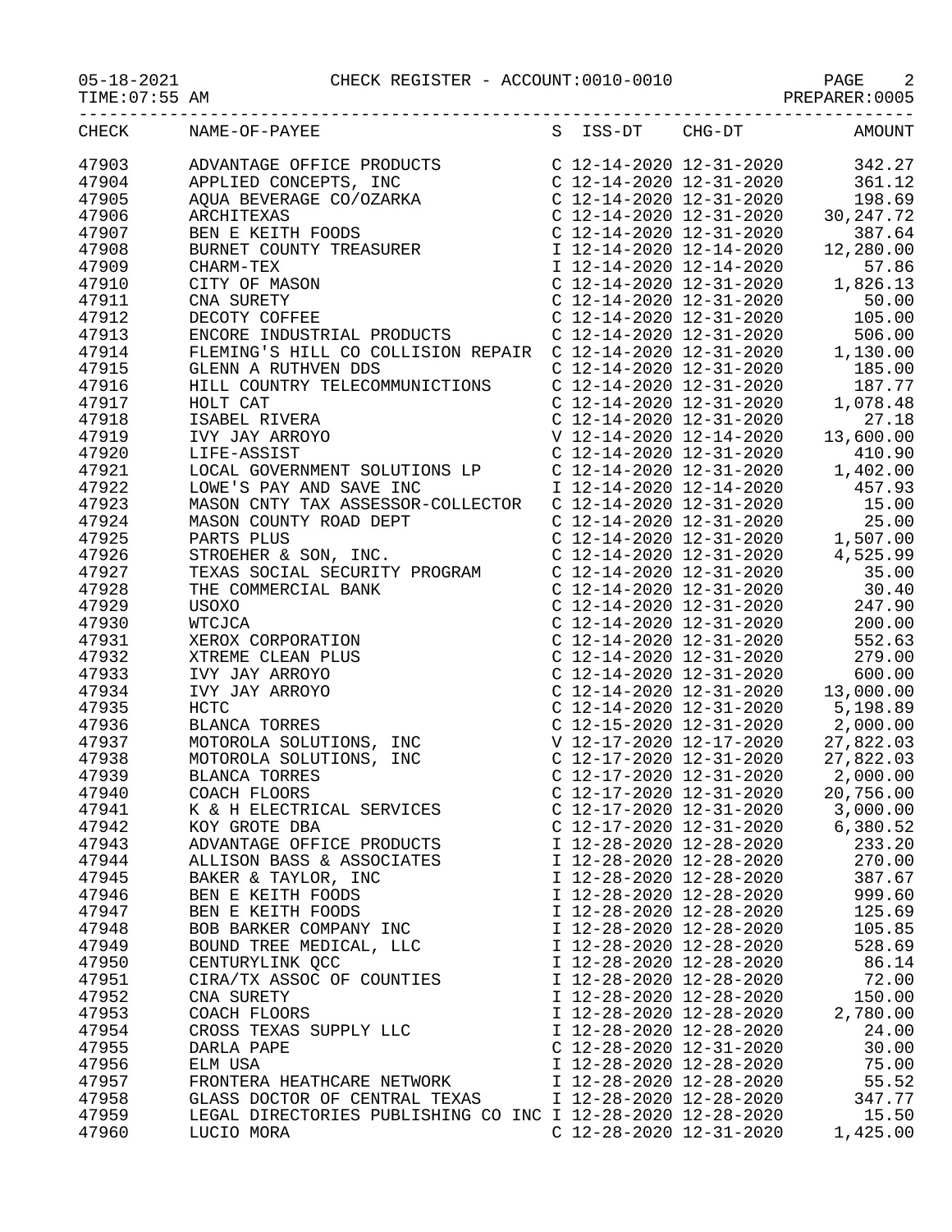CHECK REGISTER - ACCOUNT:0010-0010

05-18-2021
TIME:07:55 AM
PREPARER:0005

| CHECK | NAME-OF-PAYEE | S | ISS-DT | CHG-DT | AMOUNT |
|---|---|---|---|---|---|
| 47903 | ADVANTAGE OFFICE PRODUCTS | C | 12-14-2020 | 12-31-2020 | 342.27 |
| 47904 | APPLIED CONCEPTS, INC | C | 12-14-2020 | 12-31-2020 | 361.12 |
| 47905 | AQUA BEVERAGE CO/OZARKA | C | 12-14-2020 | 12-31-2020 | 198.69 |
| 47906 | ARCHITEXAS | C | 12-14-2020 | 12-31-2020 | 30,247.72 |
| 47907 | BEN E KEITH FOODS | C | 12-14-2020 | 12-31-2020 | 387.64 |
| 47908 | BURNET COUNTY TREASURER | I | 12-14-2020 | 12-14-2020 | 12,280.00 |
| 47909 | CHARM-TEX | I | 12-14-2020 | 12-14-2020 | 57.86 |
| 47910 | CITY OF MASON | C | 12-14-2020 | 12-31-2020 | 1,826.13 |
| 47911 | CNA SURETY | C | 12-14-2020 | 12-31-2020 | 50.00 |
| 47912 | DECOTY COFFEE | C | 12-14-2020 | 12-31-2020 | 105.00 |
| 47913 | ENCORE INDUSTRIAL PRODUCTS | C | 12-14-2020 | 12-31-2020 | 506.00 |
| 47914 | FLEMING'S HILL CO COLLISION REPAIR | C | 12-14-2020 | 12-31-2020 | 1,130.00 |
| 47915 | GLENN A RUTHVEN DDS | C | 12-14-2020 | 12-31-2020 | 185.00 |
| 47916 | HILL COUNTRY TELECOMMUNICTIONS | C | 12-14-2020 | 12-31-2020 | 187.77 |
| 47917 | HOLT CAT | C | 12-14-2020 | 12-31-2020 | 1,078.48 |
| 47918 | ISABEL RIVERA | C | 12-14-2020 | 12-31-2020 | 27.18 |
| 47919 | IVY JAY ARROYO | V | 12-14-2020 | 12-14-2020 | 13,600.00 |
| 47920 | LIFE-ASSIST | C | 12-14-2020 | 12-31-2020 | 410.90 |
| 47921 | LOCAL GOVERNMENT SOLUTIONS LP | C | 12-14-2020 | 12-31-2020 | 1,402.00 |
| 47922 | LOWE'S PAY AND SAVE INC | I | 12-14-2020 | 12-14-2020 | 457.93 |
| 47923 | MASON CNTY TAX ASSESSOR-COLLECTOR | C | 12-14-2020 | 12-31-2020 | 15.00 |
| 47924 | MASON COUNTY ROAD DEPT | C | 12-14-2020 | 12-31-2020 | 25.00 |
| 47925 | PARTS PLUS | C | 12-14-2020 | 12-31-2020 | 1,507.00 |
| 47926 | STROEHER & SON, INC. | C | 12-14-2020 | 12-31-2020 | 4,525.99 |
| 47927 | TEXAS SOCIAL SECURITY PROGRAM | C | 12-14-2020 | 12-31-2020 | 35.00 |
| 47928 | THE COMMERCIAL BANK | C | 12-14-2020 | 12-31-2020 | 30.40 |
| 47929 | USOXO | C | 12-14-2020 | 12-31-2020 | 247.90 |
| 47930 | WTCJCA | C | 12-14-2020 | 12-31-2020 | 200.00 |
| 47931 | XEROX CORPORATION | C | 12-14-2020 | 12-31-2020 | 552.63 |
| 47932 | XTREME CLEAN PLUS | C | 12-14-2020 | 12-31-2020 | 279.00 |
| 47933 | IVY JAY ARROYO | C | 12-14-2020 | 12-31-2020 | 600.00 |
| 47934 | IVY JAY ARROYO | C | 12-14-2020 | 12-31-2020 | 13,000.00 |
| 47935 | HCTC | C | 12-14-2020 | 12-31-2020 | 5,198.89 |
| 47936 | BLANCA TORRES | C | 12-15-2020 | 12-31-2020 | 2,000.00 |
| 47937 | MOTOROLA SOLUTIONS, INC | V | 12-17-2020 | 12-17-2020 | 27,822.03 |
| 47938 | MOTOROLA SOLUTIONS, INC | C | 12-17-2020 | 12-31-2020 | 27,822.03 |
| 47939 | BLANCA TORRES | C | 12-17-2020 | 12-31-2020 | 2,000.00 |
| 47940 | COACH FLOORS | C | 12-17-2020 | 12-31-2020 | 20,756.00 |
| 47941 | K & H ELECTRICAL SERVICES | C | 12-17-2020 | 12-31-2020 | 3,000.00 |
| 47942 | KOY GROTE DBA | C | 12-17-2020 | 12-31-2020 | 6,380.52 |
| 47943 | ADVANTAGE OFFICE PRODUCTS | I | 12-28-2020 | 12-28-2020 | 233.20 |
| 47944 | ALLISON BASS & ASSOCIATES | I | 12-28-2020 | 12-28-2020 | 270.00 |
| 47945 | BAKER & TAYLOR, INC | I | 12-28-2020 | 12-28-2020 | 387.67 |
| 47946 | BEN E KEITH FOODS | I | 12-28-2020 | 12-28-2020 | 999.60 |
| 47947 | BEN E KEITH FOODS | I | 12-28-2020 | 12-28-2020 | 125.69 |
| 47948 | BOB BARKER COMPANY INC | I | 12-28-2020 | 12-28-2020 | 105.85 |
| 47949 | BOUND TREE MEDICAL, LLC | I | 12-28-2020 | 12-28-2020 | 528.69 |
| 47950 | CENTURYLINK QCC | I | 12-28-2020 | 12-28-2020 | 86.14 |
| 47951 | CIRA/TX ASSOC OF COUNTIES | I | 12-28-2020 | 12-28-2020 | 72.00 |
| 47952 | CNA SURETY | I | 12-28-2020 | 12-28-2020 | 150.00 |
| 47953 | COACH FLOORS | I | 12-28-2020 | 12-28-2020 | 2,780.00 |
| 47954 | CROSS TEXAS SUPPLY LLC | I | 12-28-2020 | 12-28-2020 | 24.00 |
| 47955 | DARLA PAPE | C | 12-28-2020 | 12-31-2020 | 30.00 |
| 47956 | ELM USA | I | 12-28-2020 | 12-28-2020 | 75.00 |
| 47957 | FRONTERA HEATHCARE NETWORK | I | 12-28-2020 | 12-28-2020 | 55.52 |
| 47958 | GLASS DOCTOR OF CENTRAL TEXAS | I | 12-28-2020 | 12-28-2020 | 347.77 |
| 47959 | LEGAL DIRECTORIES PUBLISHING CO INC | I | 12-28-2020 | 12-28-2020 | 15.50 |
| 47960 | LUCIO MORA | C | 12-28-2020 | 12-31-2020 | 1,425.00 |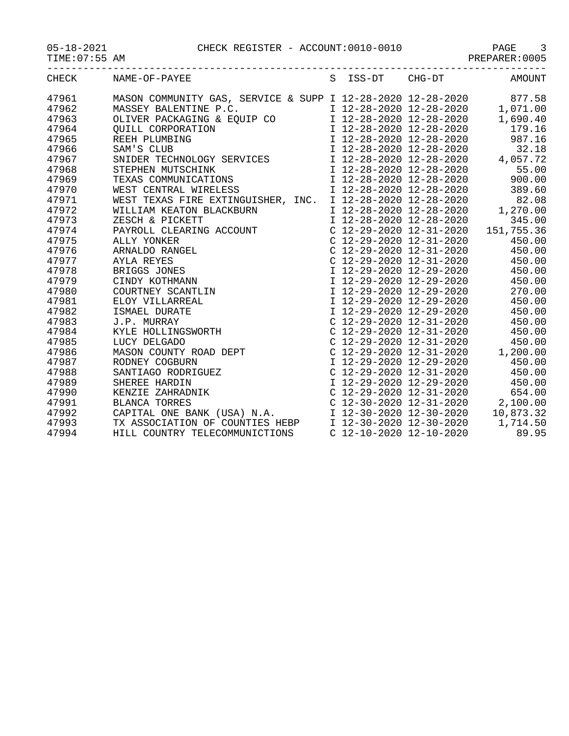05-18-2021 CHECK REGISTER - ACCOUNT:0010-0010

TIME:07:55 AM PREPARER:0005

| CHECK | NAME-OF-PAYEE | S | ISS-DT | CHG-DT | AMOUNT |
|---|---|---|---|---|---|
| 47961 | MASON COMMUNITY GAS, SERVICE & SUPP | I | 12-28-2020 | 12-28-2020 | 877.58 |
| 47962 | MASSEY BALENTINE P.C. | I | 12-28-2020 | 12-28-2020 | 1,071.00 |
| 47963 | OLIVER PACKAGING & EQUIP CO | I | 12-28-2020 | 12-28-2020 | 1,690.40 |
| 47964 | QUILL CORPORATION | I | 12-28-2020 | 12-28-2020 | 179.16 |
| 47965 | REEH PLUMBING | I | 12-28-2020 | 12-28-2020 | 987.16 |
| 47966 | SAM'S CLUB | I | 12-28-2020 | 12-28-2020 | 32.18 |
| 47967 | SNIDER TECHNOLOGY SERVICES | I | 12-28-2020 | 12-28-2020 | 4,057.72 |
| 47968 | STEPHEN MUTSCHINK | I | 12-28-2020 | 12-28-2020 | 55.00 |
| 47969 | TEXAS COMMUNICATIONS | I | 12-28-2020 | 12-28-2020 | 900.00 |
| 47970 | WEST CENTRAL WIRELESS | I | 12-28-2020 | 12-28-2020 | 389.60 |
| 47971 | WEST TEXAS FIRE EXTINGUISHER, INC. | I | 12-28-2020 | 12-28-2020 | 82.08 |
| 47972 | WILLIAM KEATON BLACKBURN | I | 12-28-2020 | 12-28-2020 | 1,270.00 |
| 47973 | ZESCH & PICKETT | I | 12-28-2020 | 12-28-2020 | 345.00 |
| 47974 | PAYROLL CLEARING ACCOUNT | C | 12-29-2020 | 12-31-2020 | 151,755.36 |
| 47975 | ALLY YONKER | C | 12-29-2020 | 12-31-2020 | 450.00 |
| 47976 | ARNALDO RANGEL | C | 12-29-2020 | 12-31-2020 | 450.00 |
| 47977 | AYLA REYES | C | 12-29-2020 | 12-31-2020 | 450.00 |
| 47978 | BRIGGS JONES | I | 12-29-2020 | 12-29-2020 | 450.00 |
| 47979 | CINDY KOTHMANN | I | 12-29-2020 | 12-29-2020 | 450.00 |
| 47980 | COURTNEY SCANTLIN | I | 12-29-2020 | 12-29-2020 | 270.00 |
| 47981 | ELOY VILLARREAL | I | 12-29-2020 | 12-29-2020 | 450.00 |
| 47982 | ISMAEL DURATE | I | 12-29-2020 | 12-29-2020 | 450.00 |
| 47983 | J.P. MURRAY | C | 12-29-2020 | 12-31-2020 | 450.00 |
| 47984 | KYLE HOLLINGSWORTH | C | 12-29-2020 | 12-31-2020 | 450.00 |
| 47985 | LUCY DELGADO | C | 12-29-2020 | 12-31-2020 | 450.00 |
| 47986 | MASON COUNTY ROAD DEPT | C | 12-29-2020 | 12-31-2020 | 1,200.00 |
| 47987 | RODNEY COGBURN | I | 12-29-2020 | 12-29-2020 | 450.00 |
| 47988 | SANTIAGO RODRIGUEZ | C | 12-29-2020 | 12-31-2020 | 450.00 |
| 47989 | SHEREE HARDIN | I | 12-29-2020 | 12-29-2020 | 450.00 |
| 47990 | KENZIE ZAHRADNIK | C | 12-29-2020 | 12-31-2020 | 654.00 |
| 47991 | BLANCA TORRES | C | 12-30-2020 | 12-31-2020 | 2,100.00 |
| 47992 | CAPITAL ONE BANK (USA) N.A. | I | 12-30-2020 | 12-30-2020 | 10,873.32 |
| 47993 | TX ASSOCIATION OF COUNTIES HEBP | I | 12-30-2020 | 12-30-2020 | 1,714.50 |
| 47994 | HILL COUNTRY TELECOMMUNICTIONS | C | 12-10-2020 | 12-10-2020 | 89.95 |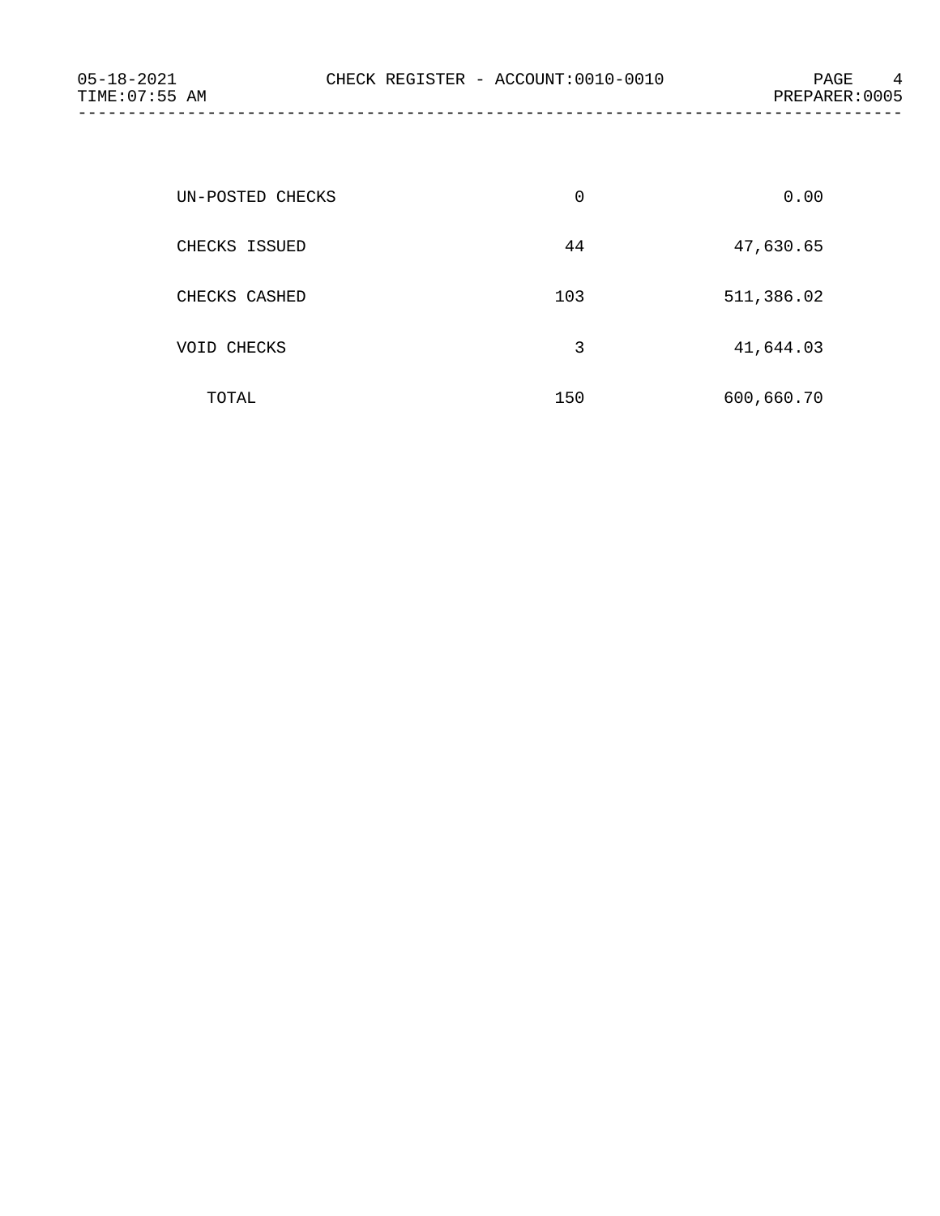05-18-2021 CHECK REGISTER - ACCOUNT:0010-0010
TIME:07:55 AM PREPARER:0005

| | | |
|---|---|---|
| UN-POSTED CHECKS | 0 | 0.00 |
| CHECKS ISSUED | 44 | 47,630.65 |
| CHECKS CASHED | 103 | 511,386.02 |
| VOID CHECKS | 3 | 41,644.03 |
| TOTAL | 150 | 600,660.70 |